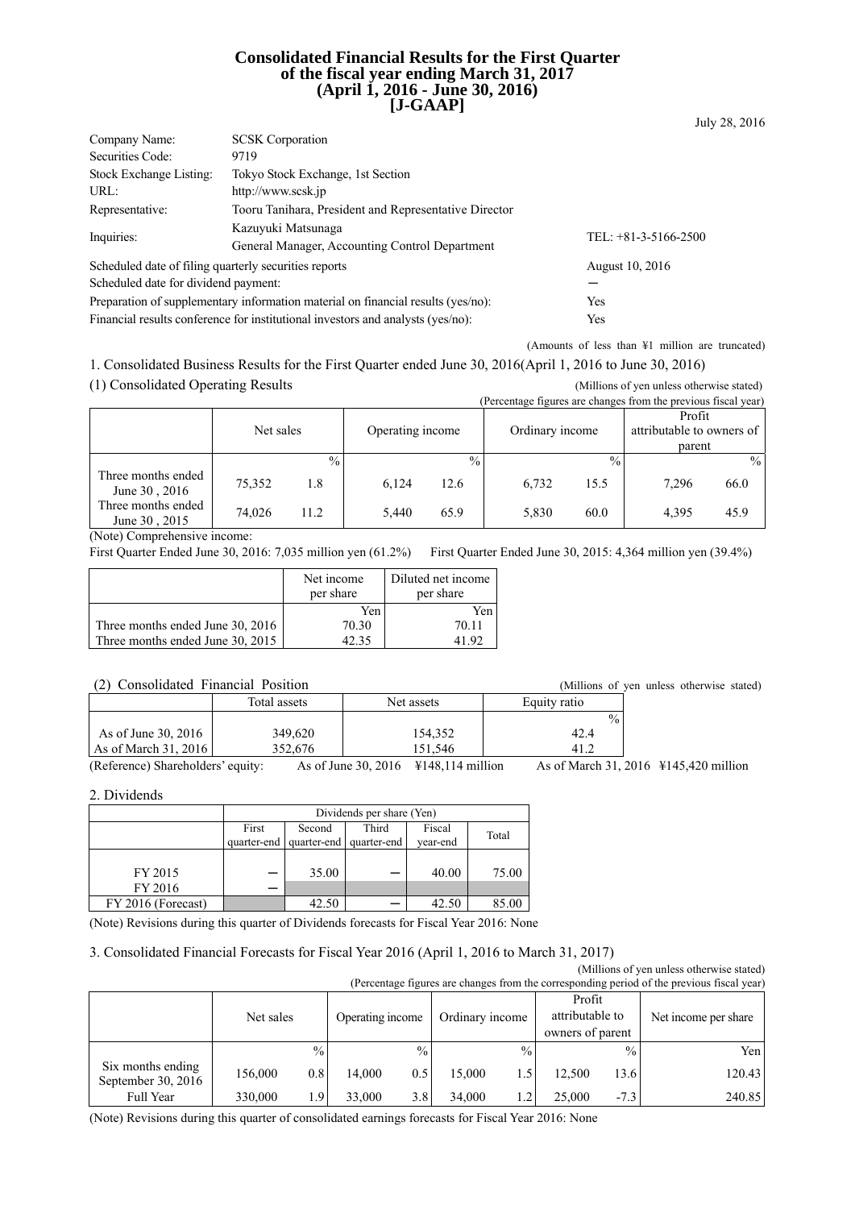# Consolidated Financial Results for the First Quarter of the fiscal year ending March 31, 2017 (April 1, 2016 - June 30, 2016) [J-GAAP]

July 28, 2016

| | | |
|---|---|---|
| Company Name: | SCSK Corporation | |
| Securities Code: | 9719 | |
| Stock Exchange Listing: | Tokyo Stock Exchange, 1st Section | |
| URL: | http://www.scsk.jp | |
| Representative: | Tooru Tanihara, President and Representative Director | |
| Inquiries: | Kazuyuki Matsunaga<br>General Manager, Accounting Control Department | TEL: +81-3-5166-2500 |

| | |
|---|---|
| Scheduled date of filing quarterly securities reports | August 10, 2016 |
| Scheduled date for dividend payment: | ― |
| Preparation of supplementary information material on financial results (yes/no): | Yes |
| Financial results conference for institutional investors and analysts (yes/no): | Yes |

(Amounts of less than ¥1 million are truncated)

## 1. Consolidated Business Results for the First Quarter ended June 30, 2016(April 1, 2016 to June 30, 2016)

### (1) Consolidated Operating Results

(Millions of yen unless otherwise stated)
(Percentage figures are changes from the previous fiscal year)

| | Net sales | | Operating income | | Ordinary income | | Profit attributable to owners of parent | |
|---|---|---|---|---|---|---|---|---|
| | | % | | % | | % | | % |
| Three months ended June 30 , 2016 | 75,352 | 1.8 | 6,124 | 12.6 | 6,732 | 15.5 | 7,296 | 66.0 |
| Three months ended June 30 , 2015 | 74,026 | 11.2 | 5,440 | 65.9 | 5,830 | 60.0 | 4,395 | 45.9 |

(Note) Comprehensive income:
First Quarter Ended June 30, 2016: 7,035 million yen (61.2%) First Quarter Ended June 30, 2015: 4,364 million yen (39.4%)

| | Net income per share | Diluted net income per share |
|---|---|---|
| | Yen | Yen |
| Three months ended June 30, 2016 | 70.30 | 70.11 |
| Three months ended June 30, 2015 | 42.35 | 41.92 |

### (2) Consolidated Financial Position

(Millions of yen unless otherwise stated)

| | Total assets | Net assets | Equity ratio |
|---|---|---|---|
| | | | % |
| As of June 30, 2016 | 349,620 | 154,352 | 42.4 |
| As of March 31, 2016 | 352,676 | 151,546 | 41.2 |

(Reference) Shareholders' equity: As of June 30, 2016 ¥148,114 million As of March 31, 2016 ¥145,420 million

## 2. Dividends

| | Dividends per share (Yen) | | | | |
|---|---|---|---|---|---|
| | First quarter-end | Second quarter-end | Third quarter-end | Fiscal year-end | Total |
| FY 2015 | ― | 35.00 | ― | 40.00 | 75.00 |
| FY 2016 | ― | | | | |
| FY 2016 (Forecast) | | 42.50 | ― | 42.50 | 85.00 |

(Note) Revisions during this quarter of Dividends forecasts for Fiscal Year 2016: None

## 3. Consolidated Financial Forecasts for Fiscal Year 2016 (April 1, 2016 to March 31, 2017)

(Millions of yen unless otherwise stated)
(Percentage figures are changes from the corresponding period of the previous fiscal year)

| | Net sales | | Operating income | | Ordinary income | | Profit attributable to owners of parent | | Net income per share |
|---|---|---|---|---|---|---|---|---|---|
| | | % | | % | | % | | % | Yen |
| Six months ending September 30, 2016 | 156,000 | 0.8 | 14,000 | 0.5 | 15,000 | 1.5 | 12,500 | 13.6 | 120.43 |
| Full Year | 330,000 | 1.9 | 33,000 | 3.8 | 34,000 | 1.2 | 25,000 | -7.3 | 240.85 |

(Note) Revisions during this quarter of consolidated earnings forecasts for Fiscal Year 2016: None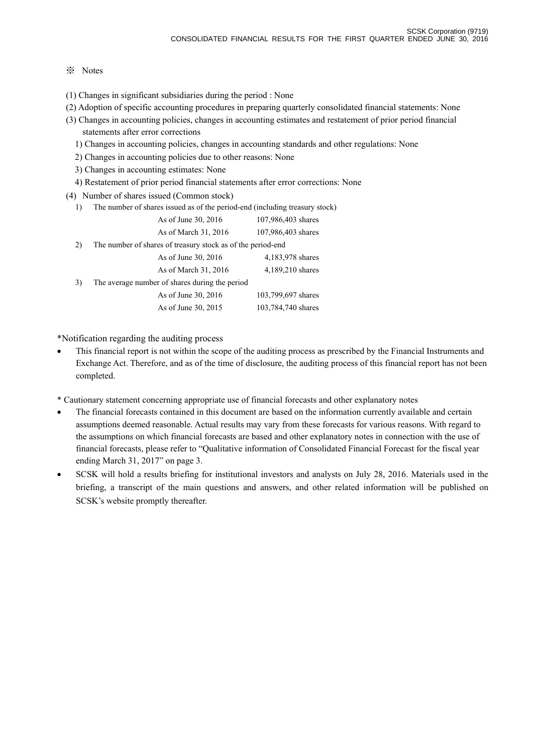※ Notes

(1) Changes in significant subsidiaries during the period : None

(2) Adoption of specific accounting procedures in preparing quarterly consolidated financial statements: None

(3) Changes in accounting policies, changes in accounting estimates and restatement of prior period financial statements after error corrections

1) Changes in accounting policies, changes in accounting standards and other regulations: None

2) Changes in accounting policies due to other reasons: None

3) Changes in accounting estimates: None

4) Restatement of prior period financial statements after error corrections: None

(4) Number of shares issued (Common stock)

1) The number of shares issued as of the period-end (including treasury stock)

| | |
|---|---|
| As of June 30, 2016 | 107,986,403 shares |
| As of March 31, 2016 | 107,986,403 shares |

2) The number of shares of treasury stock as of the period-end

| | |
|---|---|
| As of June 30, 2016 | 4,183,978 shares |
| As of March 31, 2016 | 4,189,210 shares |

3) The average number of shares during the period

| | |
|---|---|
| As of June 30, 2016 | 103,799,697 shares |
| As of June 30, 2015 | 103,784,740 shares |

*Notification regarding the auditing process

- This financial report is not within the scope of the auditing process as prescribed by the Financial Instruments and Exchange Act. Therefore, and as of the time of disclosure, the auditing process of this financial report has not been completed.

* Cautionary statement concerning appropriate use of financial forecasts and other explanatory notes

- The financial forecasts contained in this document are based on the information currently available and certain assumptions deemed reasonable. Actual results may vary from these forecasts for various reasons. With regard to the assumptions on which financial forecasts are based and other explanatory notes in connection with the use of financial forecasts, please refer to "Qualitative information of Consolidated Financial Forecast for the fiscal year ending March 31, 2017" on page 3.
- SCSK will hold a results briefing for institutional investors and analysts on July 28, 2016. Materials used in the briefing, a transcript of the main questions and answers, and other related information will be published on SCSK's website promptly thereafter.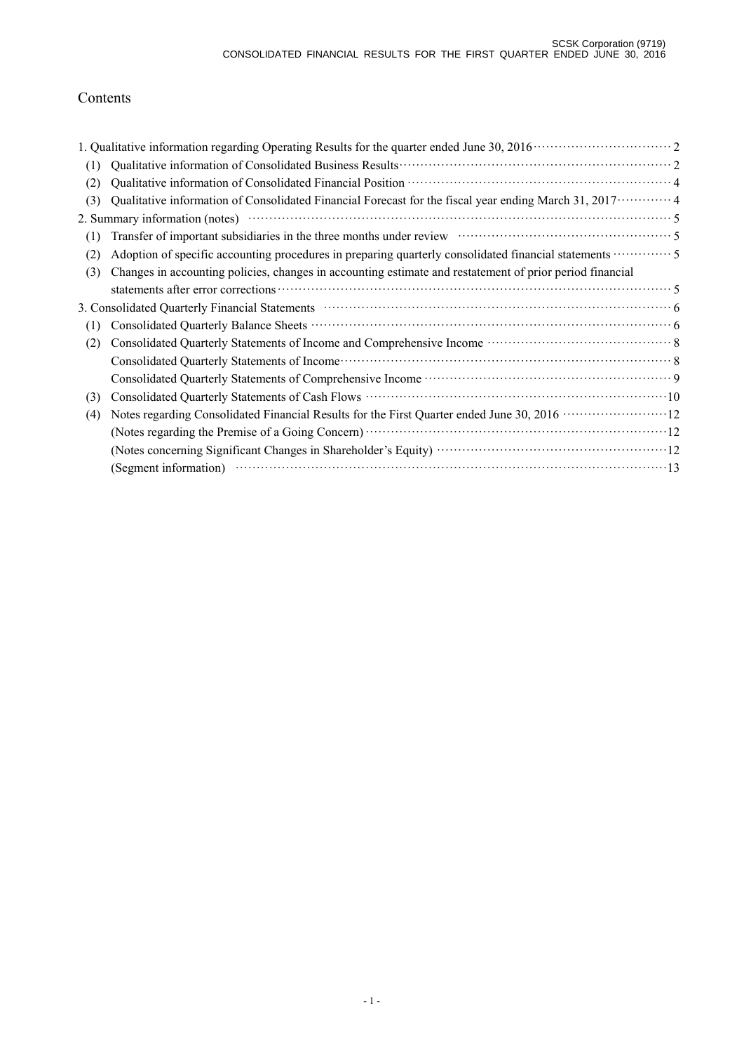# Contents

1. Qualitative information regarding Operating Results for the quarter ended June 30, 2016 ··· 2
   - (1) Qualitative information of Consolidated Business Results ··· 2
   - (2) Qualitative information of Consolidated Financial Position ··· 4
   - (3) Qualitative information of Consolidated Financial Forecast for the fiscal year ending March 31, 2017 ··· 4
2. Summary information (notes) ··· 5
   - (1) Transfer of important subsidiaries in the three months under review ··· 5
   - (2) Adoption of specific accounting procedures in preparing quarterly consolidated financial statements ··· 5
   - (3) Changes in accounting policies, changes in accounting estimate and restatement of prior period financial statements after error corrections ··· 5
3. Consolidated Quarterly Financial Statements ··· 6
   - (1) Consolidated Quarterly Balance Sheets ··· 6
   - (2) Consolidated Quarterly Statements of Income and Comprehensive Income ··· 8
     - Consolidated Quarterly Statements of Income ··· 8
     - Consolidated Quarterly Statements of Comprehensive Income ··· 9
   - (3) Consolidated Quarterly Statements of Cash Flows ··· 10
   - (4) Notes regarding Consolidated Financial Results for the First Quarter ended June 30, 2016 ··· 12
     - (Notes regarding the Premise of a Going Concern) ··· 12
     - (Notes concerning Significant Changes in Shareholder's Equity) ··· 12
     - (Segment information) ··· 13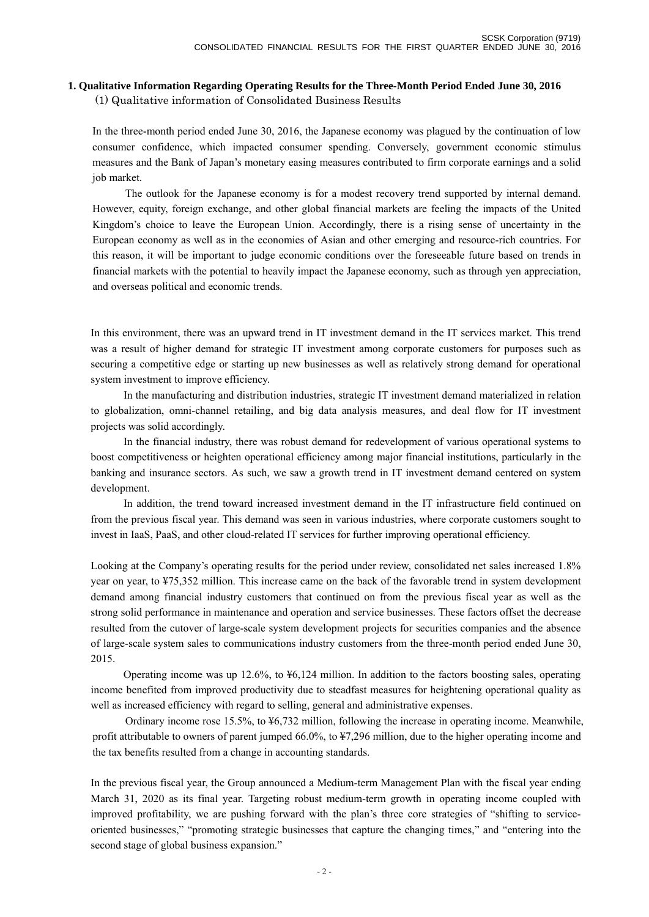## 1. Qualitative Information Regarding Operating Results for the Three-Month Period Ended June 30, 2016

### (1) Qualitative information of Consolidated Business Results

In the three-month period ended June 30, 2016, the Japanese economy was plagued by the continuation of low consumer confidence, which impacted consumer spending. Conversely, government economic stimulus measures and the Bank of Japan's monetary easing measures contributed to firm corporate earnings and a solid job market.

The outlook for the Japanese economy is for a modest recovery trend supported by internal demand. However, equity, foreign exchange, and other global financial markets are feeling the impacts of the United Kingdom's choice to leave the European Union. Accordingly, there is a rising sense of uncertainty in the European economy as well as in the economies of Asian and other emerging and resource-rich countries. For this reason, it will be important to judge economic conditions over the foreseeable future based on trends in financial markets with the potential to heavily impact the Japanese economy, such as through yen appreciation, and overseas political and economic trends.

In this environment, there was an upward trend in IT investment demand in the IT services market. This trend was a result of higher demand for strategic IT investment among corporate customers for purposes such as securing a competitive edge or starting up new businesses as well as relatively strong demand for operational system investment to improve efficiency.

In the manufacturing and distribution industries, strategic IT investment demand materialized in relation to globalization, omni-channel retailing, and big data analysis measures, and deal flow for IT investment projects was solid accordingly.

In the financial industry, there was robust demand for redevelopment of various operational systems to boost competitiveness or heighten operational efficiency among major financial institutions, particularly in the banking and insurance sectors. As such, we saw a growth trend in IT investment demand centered on system development.

In addition, the trend toward increased investment demand in the IT infrastructure field continued on from the previous fiscal year. This demand was seen in various industries, where corporate customers sought to invest in IaaS, PaaS, and other cloud-related IT services for further improving operational efficiency.

Looking at the Company's operating results for the period under review, consolidated net sales increased 1.8% year on year, to ¥75,352 million. This increase came on the back of the favorable trend in system development demand among financial industry customers that continued on from the previous fiscal year as well as the strong solid performance in maintenance and operation and service businesses. These factors offset the decrease resulted from the cutover of large-scale system development projects for securities companies and the absence of large-scale system sales to communications industry customers from the three-month period ended June 30, 2015.

Operating income was up 12.6%, to ¥6,124 million. In addition to the factors boosting sales, operating income benefited from improved productivity due to steadfast measures for heightening operational quality as well as increased efficiency with regard to selling, general and administrative expenses.

Ordinary income rose 15.5%, to ¥6,732 million, following the increase in operating income. Meanwhile, profit attributable to owners of parent jumped 66.0%, to ¥7,296 million, due to the higher operating income and the tax benefits resulted from a change in accounting standards.

In the previous fiscal year, the Group announced a Medium-term Management Plan with the fiscal year ending March 31, 2020 as its final year. Targeting robust medium-term growth in operating income coupled with improved profitability, we are pushing forward with the plan's three core strategies of "shifting to service-oriented businesses," "promoting strategic businesses that capture the changing times," and "entering into the second stage of global business expansion."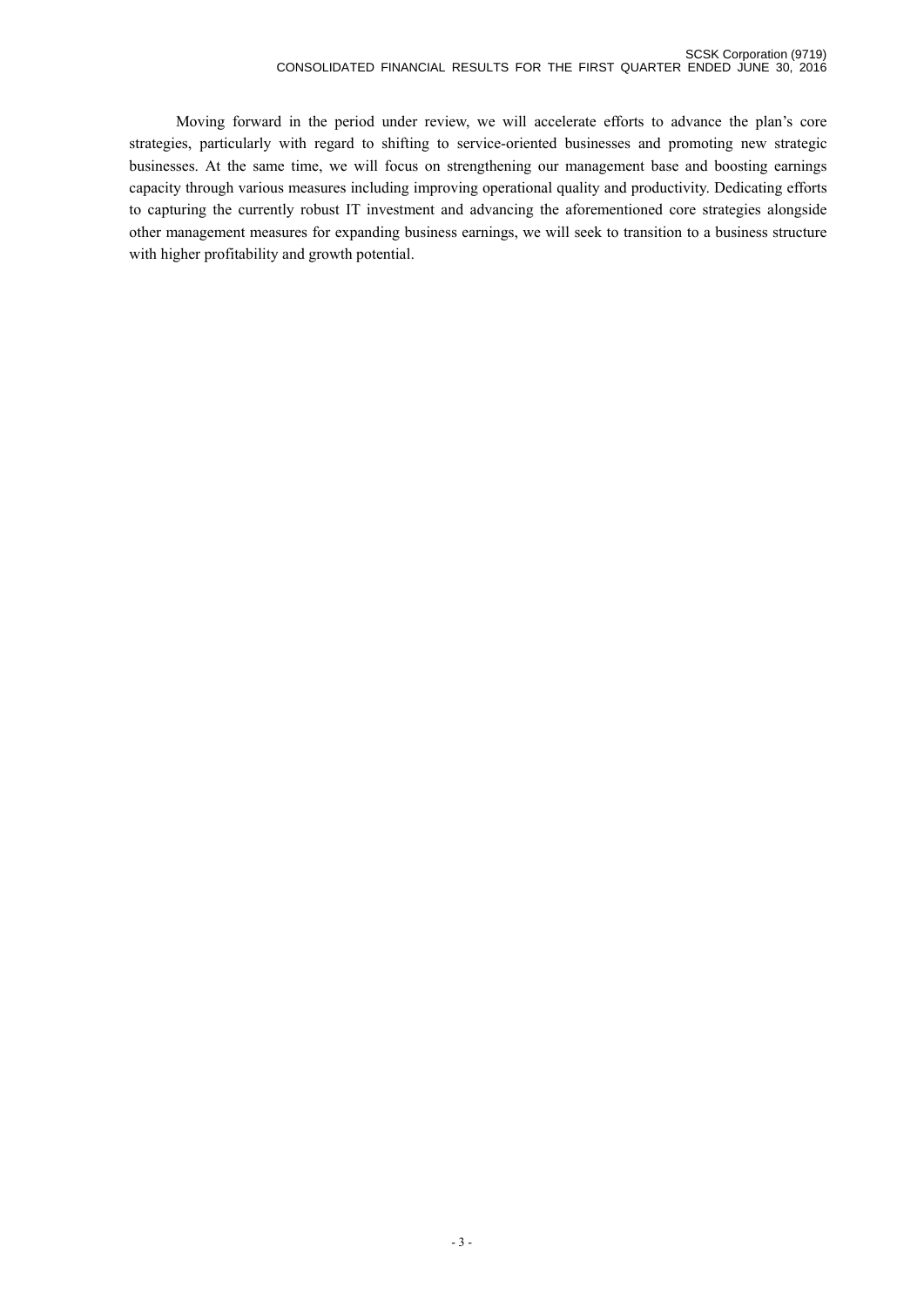Moving forward in the period under review, we will accelerate efforts to advance the plan's core strategies, particularly with regard to shifting to service-oriented businesses and promoting new strategic businesses. At the same time, we will focus on strengthening our management base and boosting earnings capacity through various measures including improving operational quality and productivity. Dedicating efforts to capturing the currently robust IT investment and advancing the aforementioned core strategies alongside other management measures for expanding business earnings, we will seek to transition to a business structure with higher profitability and growth potential.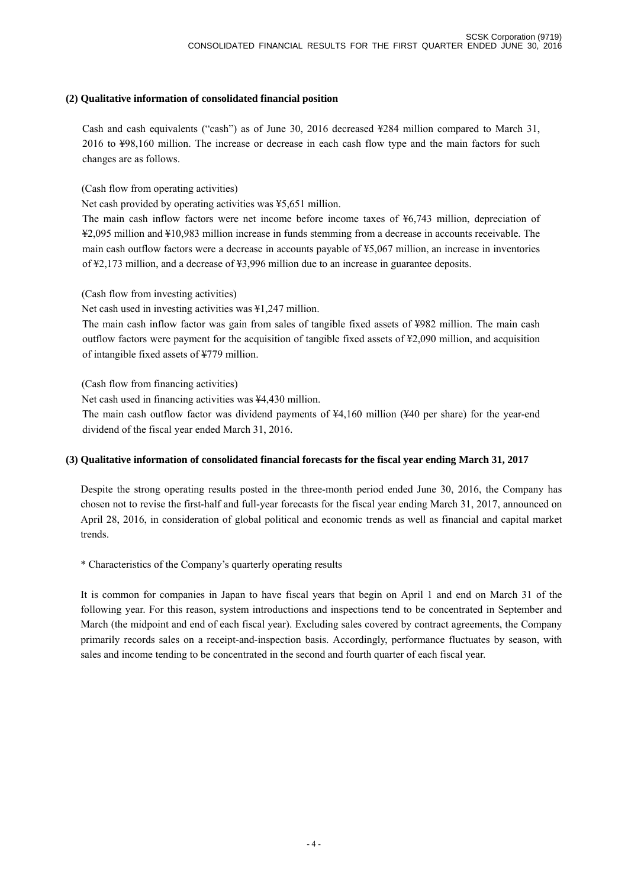### (2) Qualitative information of consolidated financial position

Cash and cash equivalents ("cash") as of June 30, 2016 decreased ¥284 million compared to March 31, 2016 to ¥98,160 million. The increase or decrease in each cash flow type and the main factors for such changes are as follows.

(Cash flow from operating activities)

Net cash provided by operating activities was ¥5,651 million.

The main cash inflow factors were net income before income taxes of ¥6,743 million, depreciation of ¥2,095 million and ¥10,983 million increase in funds stemming from a decrease in accounts receivable. The main cash outflow factors were a decrease in accounts payable of ¥5,067 million, an increase in inventories of ¥2,173 million, and a decrease of ¥3,996 million due to an increase in guarantee deposits.

(Cash flow from investing activities)

Net cash used in investing activities was ¥1,247 million.

The main cash inflow factor was gain from sales of tangible fixed assets of ¥982 million. The main cash outflow factors were payment for the acquisition of tangible fixed assets of ¥2,090 million, and acquisition of intangible fixed assets of ¥779 million.

(Cash flow from financing activities)

Net cash used in financing activities was ¥4,430 million.

The main cash outflow factor was dividend payments of ¥4,160 million (¥40 per share) for the year-end dividend of the fiscal year ended March 31, 2016.

### (3) Qualitative information of consolidated financial forecasts for the fiscal year ending March 31, 2017

Despite the strong operating results posted in the three-month period ended June 30, 2016, the Company has chosen not to revise the first-half and full-year forecasts for the fiscal year ending March 31, 2017, announced on April 28, 2016, in consideration of global political and economic trends as well as financial and capital market trends.

* Characteristics of the Company's quarterly operating results

It is common for companies in Japan to have fiscal years that begin on April 1 and end on March 31 of the following year. For this reason, system introductions and inspections tend to be concentrated in September and March (the midpoint and end of each fiscal year). Excluding sales covered by contract agreements, the Company primarily records sales on a receipt-and-inspection basis. Accordingly, performance fluctuates by season, with sales and income tending to be concentrated in the second and fourth quarter of each fiscal year.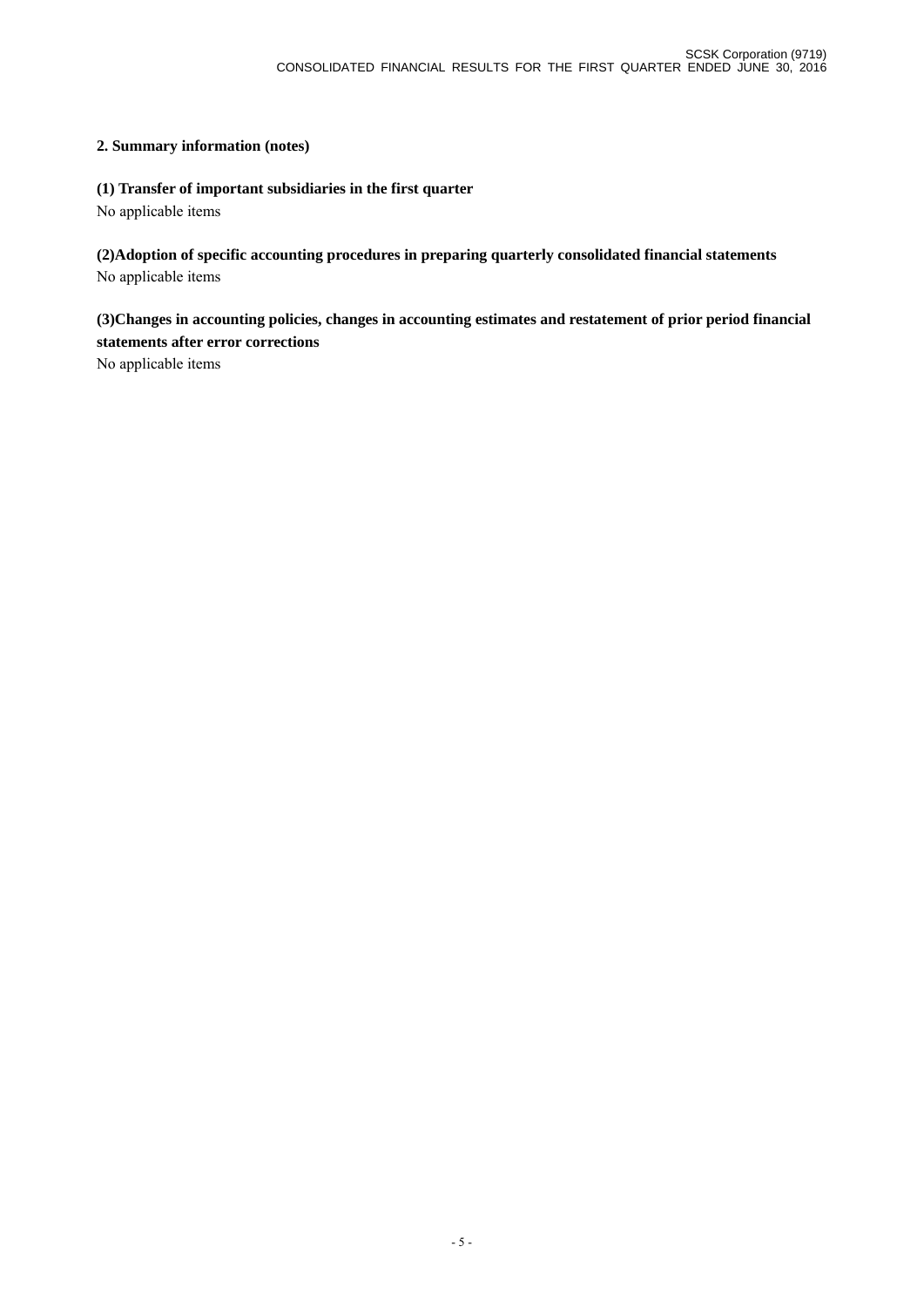## 2. Summary information (notes)

### (1) Transfer of important subsidiaries in the first quarter

No applicable items

### (2)Adoption of specific accounting procedures in preparing quarterly consolidated financial statements

No applicable items

### (3)Changes in accounting policies, changes in accounting estimates and restatement of prior period financial statements after error corrections

No applicable items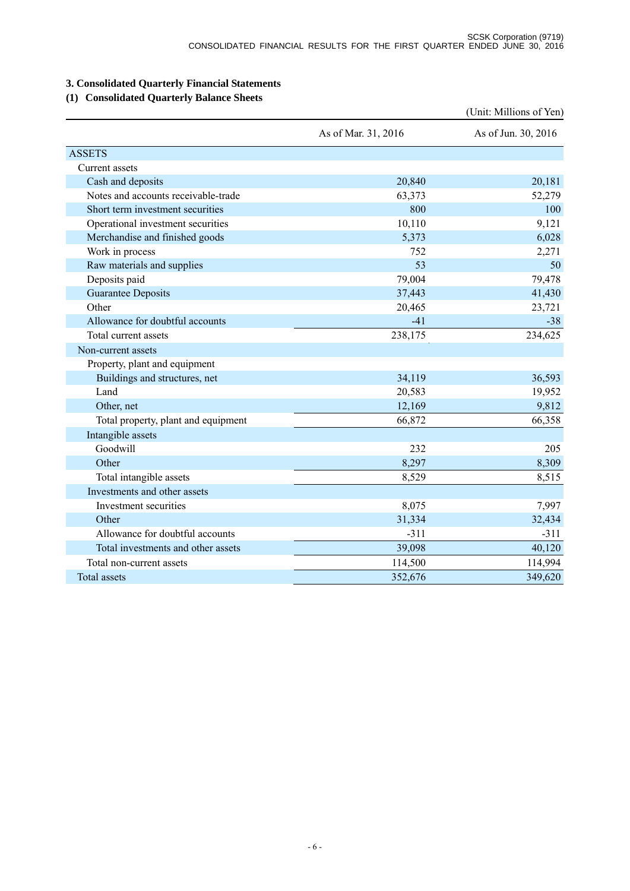## 3. Consolidated Quarterly Financial Statements

### (1) Consolidated Quarterly Balance Sheets

(Unit: Millions of Yen)

| | As of Mar. 31, 2016 | As of Jun. 30, 2016 |
|---|---|---|
| ASSETS | | |
| Current assets | | |
| Cash and deposits | 20,840 | 20,181 |
| Notes and accounts receivable-trade | 63,373 | 52,279 |
| Short term investment securities | 800 | 100 |
| Operational investment securities | 10,110 | 9,121 |
| Merchandise and finished goods | 5,373 | 6,028 |
| Work in process | 752 | 2,271 |
| Raw materials and supplies | 53 | 50 |
| Deposits paid | 79,004 | 79,478 |
| Guarantee Deposits | 37,443 | 41,430 |
| Other | 20,465 | 23,721 |
| Allowance for doubtful accounts | -41 | -38 |
| Total current assets | 238,175 | 234,625 |
| Non-current assets | | |
| Property, plant and equipment | | |
| Buildings and structures, net | 34,119 | 36,593 |
| Land | 20,583 | 19,952 |
| Other, net | 12,169 | 9,812 |
| Total property, plant and equipment | 66,872 | 66,358 |
| Intangible assets | | |
| Goodwill | 232 | 205 |
| Other | 8,297 | 8,309 |
| Total intangible assets | 8,529 | 8,515 |
| Investments and other assets | | |
| Investment securities | 8,075 | 7,997 |
| Other | 31,334 | 32,434 |
| Allowance for doubtful accounts | -311 | -311 |
| Total investments and other assets | 39,098 | 40,120 |
| Total non-current assets | 114,500 | 114,994 |
| Total assets | 352,676 | 349,620 |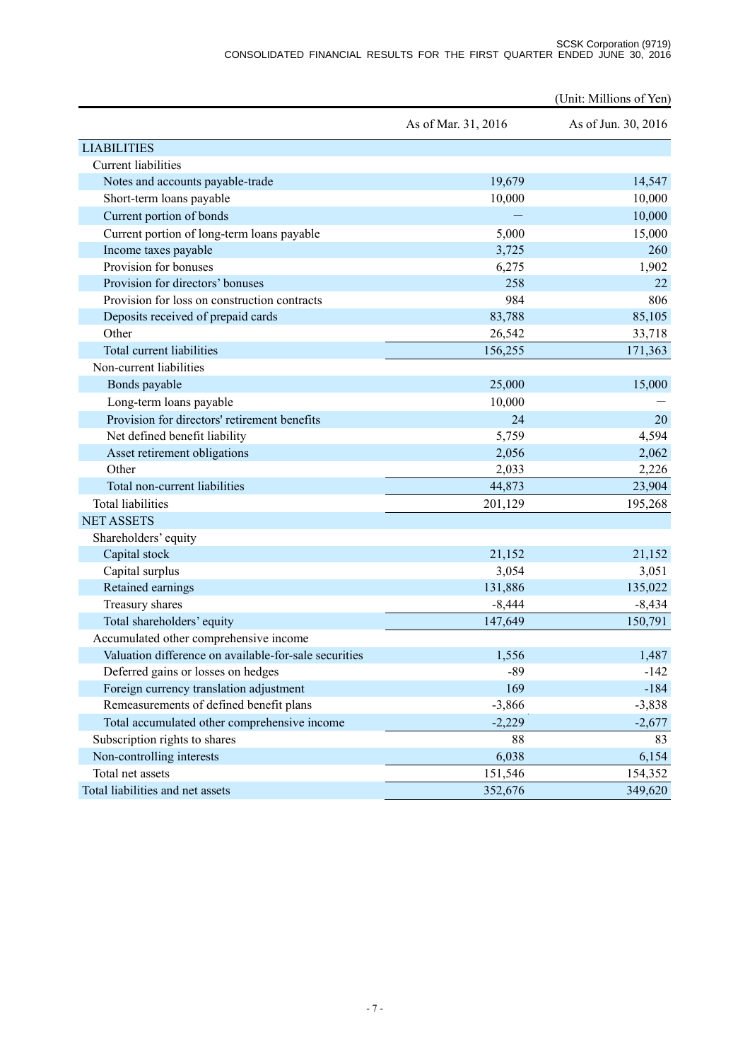(Unit: Millions of Yen)

| | As of Mar. 31, 2016 | As of Jun. 30, 2016 |
|---|---|---|
| LIABILITIES | | |
| Current liabilities | | |
| Notes and accounts payable-trade | 19,679 | 14,547 |
| Short-term loans payable | 10,000 | 10,000 |
| Current portion of bonds | — | 10,000 |
| Current portion of long-term loans payable | 5,000 | 15,000 |
| Income taxes payable | 3,725 | 260 |
| Provision for bonuses | 6,275 | 1,902 |
| Provision for directors' bonuses | 258 | 22 |
| Provision for loss on construction contracts | 984 | 806 |
| Deposits received of prepaid cards | 83,788 | 85,105 |
| Other | 26,542 | 33,718 |
| Total current liabilities | 156,255 | 171,363 |
| Non-current liabilities | | |
| Bonds payable | 25,000 | 15,000 |
| Long-term loans payable | 10,000 | — |
| Provision for directors' retirement benefits | 24 | 20 |
| Net defined benefit liability | 5,759 | 4,594 |
| Asset retirement obligations | 2,056 | 2,062 |
| Other | 2,033 | 2,226 |
| Total non-current liabilities | 44,873 | 23,904 |
| Total liabilities | 201,129 | 195,268 |
| NET ASSETS | | |
| Shareholders' equity | | |
| Capital stock | 21,152 | 21,152 |
| Capital surplus | 3,054 | 3,051 |
| Retained earnings | 131,886 | 135,022 |
| Treasury shares | -8,444 | -8,434 |
| Total shareholders' equity | 147,649 | 150,791 |
| Accumulated other comprehensive income | | |
| Valuation difference on available-for-sale securities | 1,556 | 1,487 |
| Deferred gains or losses on hedges | -89 | -142 |
| Foreign currency translation adjustment | 169 | -184 |
| Remeasurements of defined benefit plans | -3,866 | -3,838 |
| Total accumulated other comprehensive income | -2,229 | -2,677 |
| Subscription rights to shares | 88 | 83 |
| Non-controlling interests | 6,038 | 6,154 |
| Total net assets | 151,546 | 154,352 |
| Total liabilities and net assets | 352,676 | 349,620 |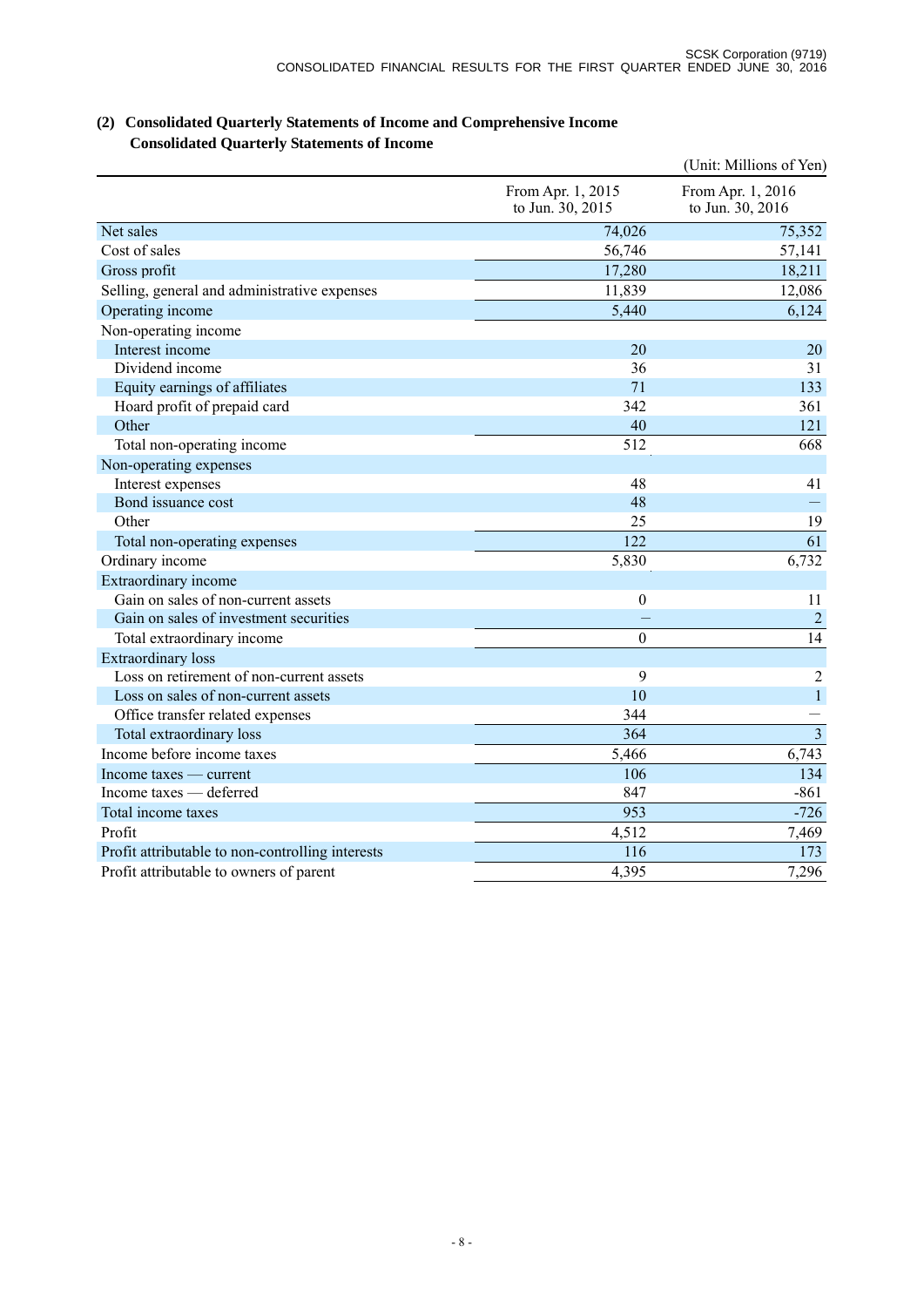## (2) Consolidated Quarterly Statements of Income and Comprehensive Income

### Consolidated Quarterly Statements of Income

(Unit: Millions of Yen)

| | From Apr. 1, 2015 to Jun. 30, 2015 | From Apr. 1, 2016 to Jun. 30, 2016 |
|---|---|---|
| Net sales | 74,026 | 75,352 |
| Cost of sales | 56,746 | 57,141 |
| Gross profit | 17,280 | 18,211 |
| Selling, general and administrative expenses | 11,839 | 12,086 |
| Operating income | 5,440 | 6,124 |
| Non-operating income | | |
| Interest income | 20 | 20 |
| Dividend income | 36 | 31 |
| Equity earnings of affiliates | 71 | 133 |
| Hoard profit of prepaid card | 342 | 361 |
| Other | 40 | 121 |
| Total non-operating income | 512 | 668 |
| Non-operating expenses | | |
| Interest expenses | 48 | 41 |
| Bond issuance cost | 48 | — |
| Other | 25 | 19 |
| Total non-operating expenses | 122 | 61 |
| Ordinary income | 5,830 | 6,732 |
| Extraordinary income | | |
| Gain on sales of non-current assets | 0 | 11 |
| Gain on sales of investment securities | — | 2 |
| Total extraordinary income | 0 | 14 |
| Extraordinary loss | | |
| Loss on retirement of non-current assets | 9 | 2 |
| Loss on sales of non-current assets | 10 | 1 |
| Office transfer related expenses | 344 | — |
| Total extraordinary loss | 364 | 3 |
| Income before income taxes | 5,466 | 6,743 |
| Income taxes — current | 106 | 134 |
| Income taxes — deferred | 847 | -861 |
| Total income taxes | 953 | -726 |
| Profit | 4,512 | 7,469 |
| Profit attributable to non-controlling interests | 116 | 173 |
| Profit attributable to owners of parent | 4,395 | 7,296 |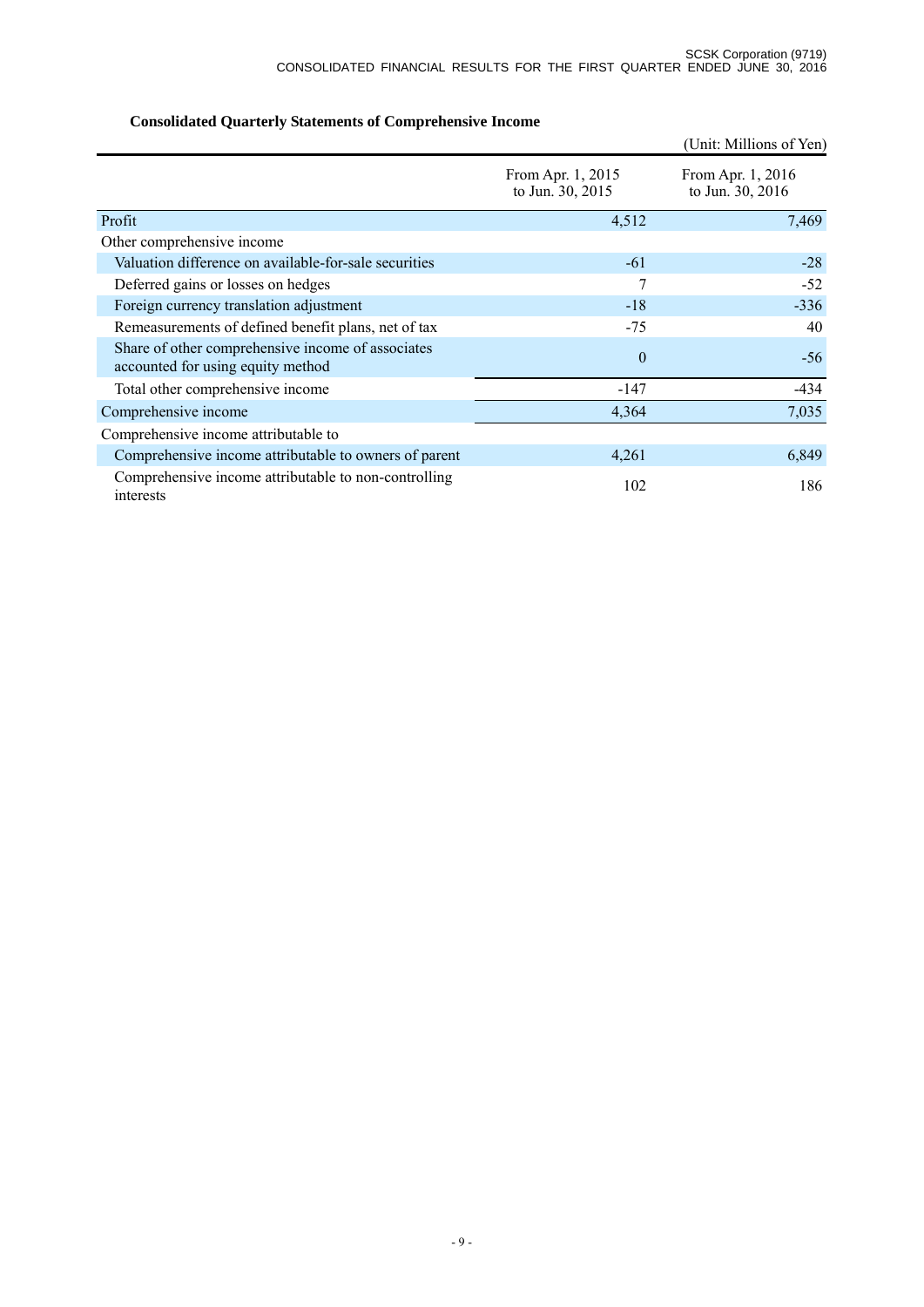**Consolidated Quarterly Statements of Comprehensive Income**

(Unit: Millions of Yen)

| | From Apr. 1, 2015 to Jun. 30, 2015 | From Apr. 1, 2016 to Jun. 30, 2016 |
|---|---|---|
| Profit | 4,512 | 7,469 |
| Other comprehensive income | | |
| Valuation difference on available-for-sale securities | -61 | -28 |
| Deferred gains or losses on hedges | 7 | -52 |
| Foreign currency translation adjustment | -18 | -336 |
| Remeasurements of defined benefit plans, net of tax | -75 | 40 |
| Share of other comprehensive income of associates accounted for using equity method | 0 | -56 |
| Total other comprehensive income | -147 | -434 |
| Comprehensive income | 4,364 | 7,035 |
| Comprehensive income attributable to | | |
| Comprehensive income attributable to owners of parent | 4,261 | 6,849 |
| Comprehensive income attributable to non-controlling interests | 102 | 186 |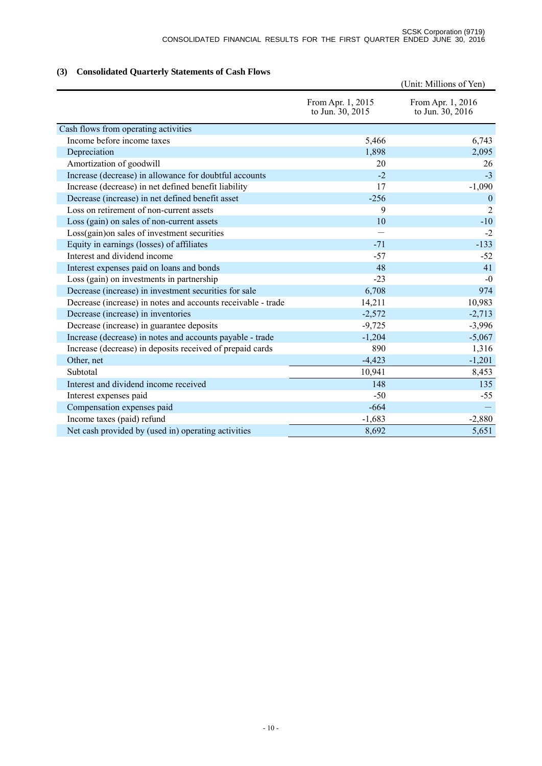### (3) Consolidated Quarterly Statements of Cash Flows

(Unit: Millions of Yen)

| | From Apr. 1, 2015 to Jun. 30, 2015 | From Apr. 1, 2016 to Jun. 30, 2016 |
|---|---|---|
| Cash flows from operating activities | | |
| Income before income taxes | 5,466 | 6,743 |
| Depreciation | 1,898 | 2,095 |
| Amortization of goodwill | 20 | 26 |
| Increase (decrease) in allowance for doubtful accounts | -2 | -3 |
| Increase (decrease) in net defined benefit liability | 17 | -1,090 |
| Decrease (increase) in net defined benefit asset | -256 | 0 |
| Loss on retirement of non-current assets | 9 | 2 |
| Loss (gain) on sales of non-current assets | 10 | -10 |
| Loss(gain)on sales of investment securities | — | -2 |
| Equity in earnings (losses) of affiliates | -71 | -133 |
| Interest and dividend income | -57 | -52 |
| Interest expenses paid on loans and bonds | 48 | 41 |
| Loss (gain) on investments in partnership | -23 | -0 |
| Decrease (increase) in investment securities for sale | 6,708 | 974 |
| Decrease (increase) in notes and accounts receivable - trade | 14,211 | 10,983 |
| Decrease (increase) in inventories | -2,572 | -2,713 |
| Decrease (increase) in guarantee deposits | -9,725 | -3,996 |
| Increase (decrease) in notes and accounts payable - trade | -1,204 | -5,067 |
| Increase (decrease) in deposits received of prepaid cards | 890 | 1,316 |
| Other, net | -4,423 | -1,201 |
| Subtotal | 10,941 | 8,453 |
| Interest and dividend income received | 148 | 135 |
| Interest expenses paid | -50 | -55 |
| Compensation expenses paid | -664 | — |
| Income taxes (paid) refund | -1,683 | -2,880 |
| Net cash provided by (used in) operating activities | 8,692 | 5,651 |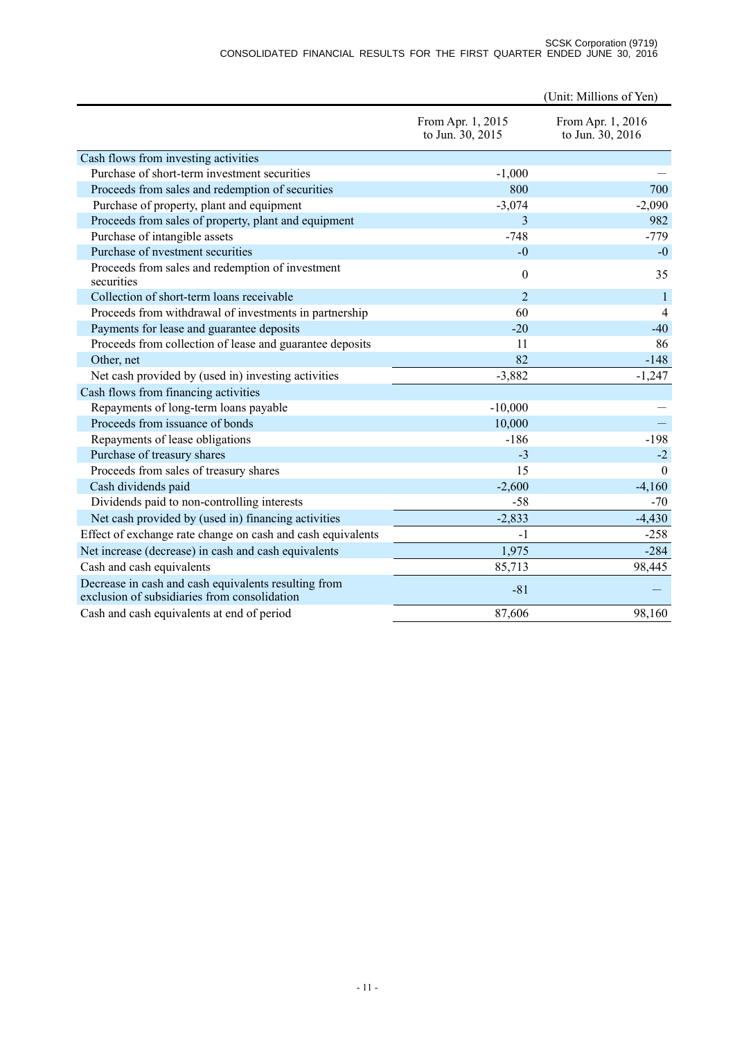(Unit: Millions of Yen)

| | From Apr. 1, 2015 to Jun. 30, 2015 | From Apr. 1, 2016 to Jun. 30, 2016 |
|---|---|---|
| Cash flows from investing activities | | |
| Purchase of short-term investment securities | -1,000 | — |
| Proceeds from sales and redemption of securities | 800 | 700 |
| Purchase of property, plant and equipment | -3,074 | -2,090 |
| Proceeds from sales of property, plant and equipment | 3 | 982 |
| Purchase of intangible assets | -748 | -779 |
| Purchase of nvestment securities | -0 | -0 |
| Proceeds from sales and redemption of investment securities | 0 | 35 |
| Collection of short-term loans receivable | 2 | 1 |
| Proceeds from withdrawal of investments in partnership | 60 | 4 |
| Payments for lease and guarantee deposits | -20 | -40 |
| Proceeds from collection of lease and guarantee deposits | 11 | 86 |
| Other, net | 82 | -148 |
| Net cash provided by (used in) investing activities | -3,882 | -1,247 |
| Cash flows from financing activities | | |
| Repayments of long-term loans payable | -10,000 | — |
| Proceeds from issuance of bonds | 10,000 | — |
| Repayments of lease obligations | -186 | -198 |
| Purchase of treasury shares | -3 | -2 |
| Proceeds from sales of treasury shares | 15 | 0 |
| Cash dividends paid | -2,600 | -4,160 |
| Dividends paid to non-controlling interests | -58 | -70 |
| Net cash provided by (used in) financing activities | -2,833 | -4,430 |
| Effect of exchange rate change on cash and cash equivalents | -1 | -258 |
| Net increase (decrease) in cash and cash equivalents | 1,975 | -284 |
| Cash and cash equivalents | 85,713 | 98,445 |
| Decrease in cash and cash equivalents resulting from exclusion of subsidiaries from consolidation | -81 | — |
| Cash and cash equivalents at end of period | 87,606 | 98,160 |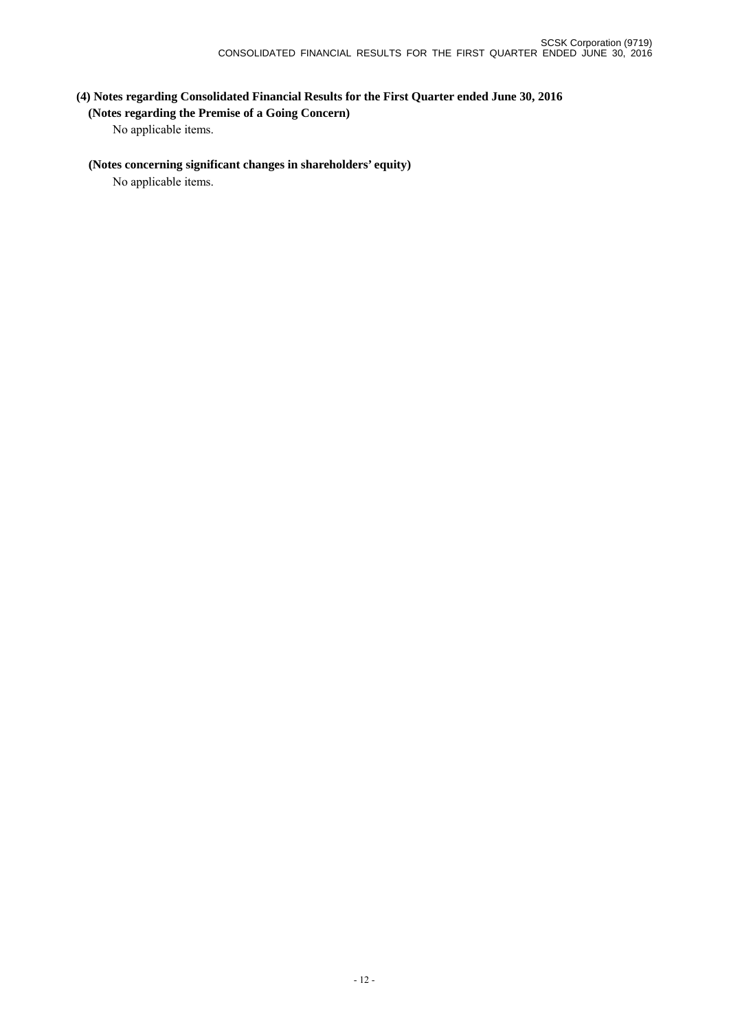### (4) Notes regarding Consolidated Financial Results for the First Quarter ended June 30, 2016

**(Notes regarding the Premise of a Going Concern)**

No applicable items.

**(Notes concerning significant changes in shareholders' equity)**

No applicable items.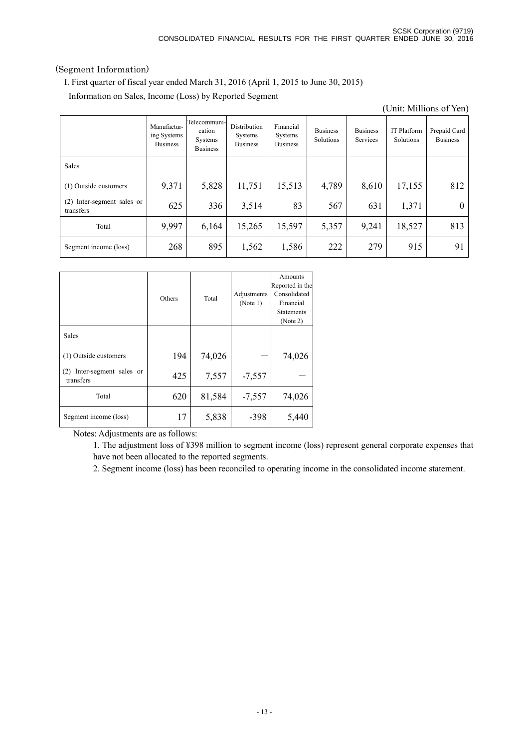(Segment Information)

I. First quarter of fiscal year ended March 31, 2016 (April 1, 2015 to June 30, 2015)

Information on Sales, Income (Loss) by Reported Segment

(Unit: Millions of Yen)

| | Manufacturing Systems Business | Telecommunication Systems Business | Distribution Systems Business | Financial Systems Business | Business Solutions | Business Services | IT Platform Solutions | Prepaid Card Business |
|---|---|---|---|---|---|---|---|---|
| Sales | | | | | | | | |
| (1) Outside customers | 9,371 | 5,828 | 11,751 | 15,513 | 4,789 | 8,610 | 17,155 | 812 |
| (2) Inter-segment sales or transfers | 625 | 336 | 3,514 | 83 | 567 | 631 | 1,371 | 0 |
| Total | 9,997 | 6,164 | 15,265 | 15,597 | 5,357 | 9,241 | 18,527 | 813 |
| Segment income (loss) | 268 | 895 | 1,562 | 1,586 | 222 | 279 | 915 | 91 |

| | Others | Total | Adjustments (Note 1) | Amounts Reported in the Consolidated Financial Statements (Note 2) |
|---|---|---|---|---|
| Sales | | | | |
| (1) Outside customers | 194 | 74,026 | — | 74,026 |
| (2) Inter-segment sales or transfers | 425 | 7,557 | -7,557 | — |
| Total | 620 | 81,584 | -7,557 | 74,026 |
| Segment income (loss) | 17 | 5,838 | -398 | 5,440 |

Notes: Adjustments are as follows:

1. The adjustment loss of ¥398 million to segment income (loss) represent general corporate expenses that have not been allocated to the reported segments.
2. Segment income (loss) has been reconciled to operating income in the consolidated income statement.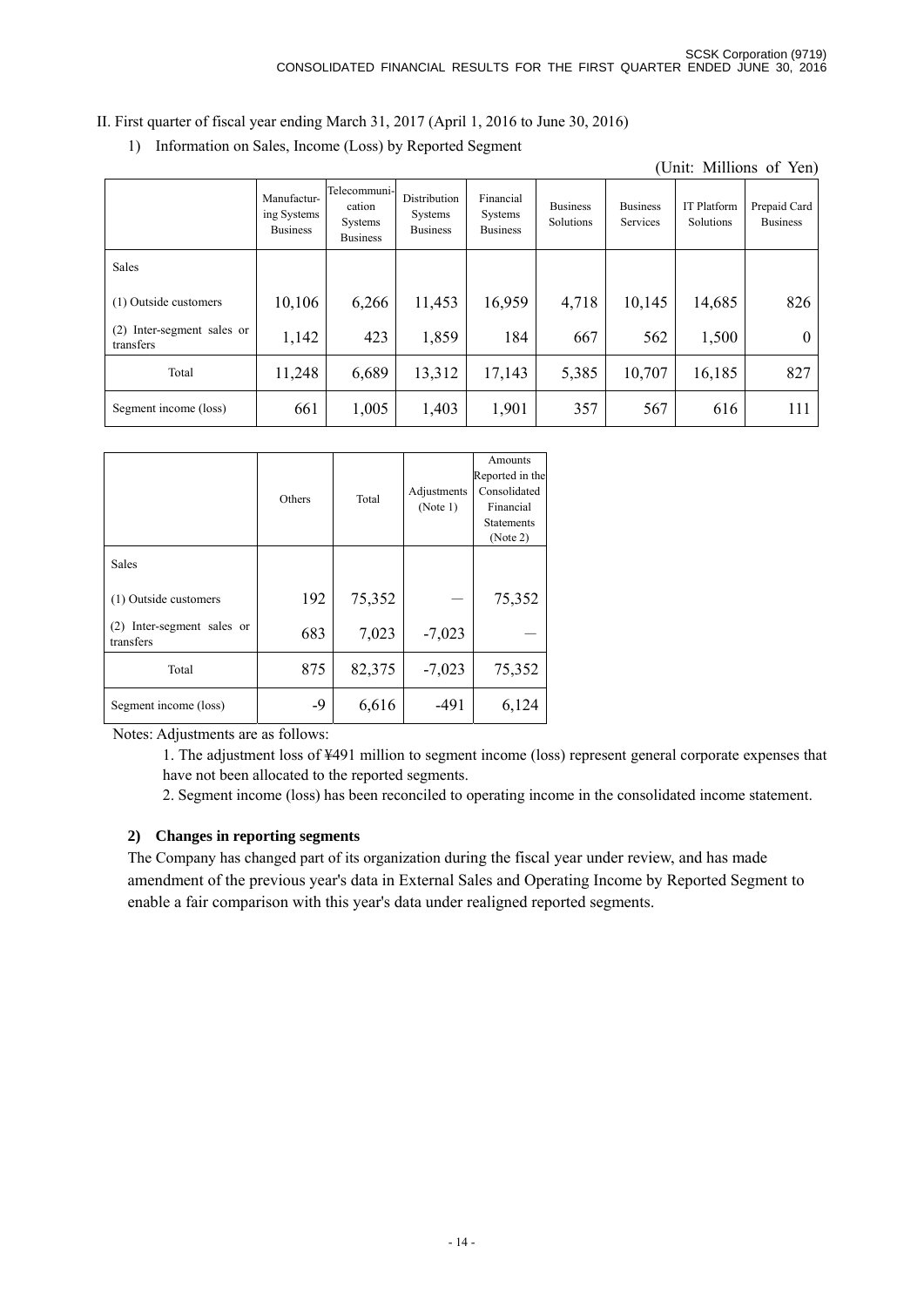II. First quarter of fiscal year ending March 31, 2017 (April 1, 2016 to June 30, 2016)

1) Information on Sales, Income (Loss) by Reported Segment

(Unit: Millions of Yen)

| | Manufacturing Systems Business | Telecommunication Systems Business | Distribution Systems Business | Financial Systems Business | Business Solutions | Business Services | IT Platform Solutions | Prepaid Card Business |
|---|---|---|---|---|---|---|---|---|
| Sales | | | | | | | | |
| (1) Outside customers | 10,106 | 6,266 | 11,453 | 16,959 | 4,718 | 10,145 | 14,685 | 826 |
| (2) Inter-segment sales or transfers | 1,142 | 423 | 1,859 | 184 | 667 | 562 | 1,500 | 0 |
| Total | 11,248 | 6,689 | 13,312 | 17,143 | 5,385 | 10,707 | 16,185 | 827 |
| Segment income (loss) | 661 | 1,005 | 1,403 | 1,901 | 357 | 567 | 616 | 111 |

| | Others | Total | Adjustments (Note 1) | Amounts Reported in the Consolidated Financial Statements (Note 2) |
|---|---|---|---|---|
| Sales | | | | |
| (1) Outside customers | 192 | 75,352 | — | 75,352 |
| (2) Inter-segment sales or transfers | 683 | 7,023 | -7,023 | — |
| Total | 875 | 82,375 | -7,023 | 75,352 |
| Segment income (loss) | -9 | 6,616 | -491 | 6,124 |

Notes: Adjustments are as follows:

1. The adjustment loss of ¥491 million to segment income (loss) represent general corporate expenses that have not been allocated to the reported segments.
2. Segment income (loss) has been reconciled to operating income in the consolidated income statement.

**2) Changes in reporting segments**

The Company has changed part of its organization during the fiscal year under review, and has made amendment of the previous year's data in External Sales and Operating Income by Reported Segment to enable a fair comparison with this year's data under realigned reported segments.